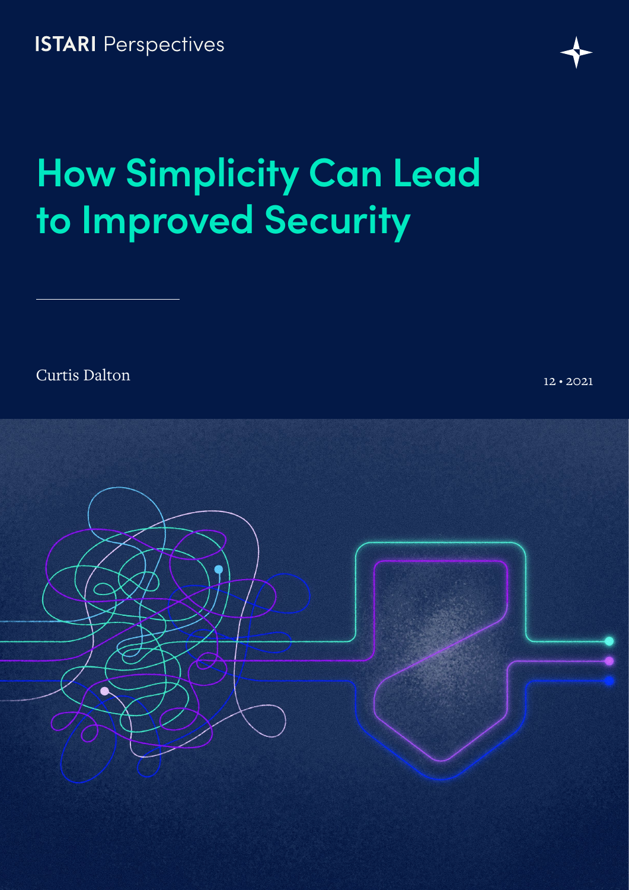ISTARI Perspectives

# How Simplicity Can Lead to Improved Security

Curtis Dalton

12 • 2021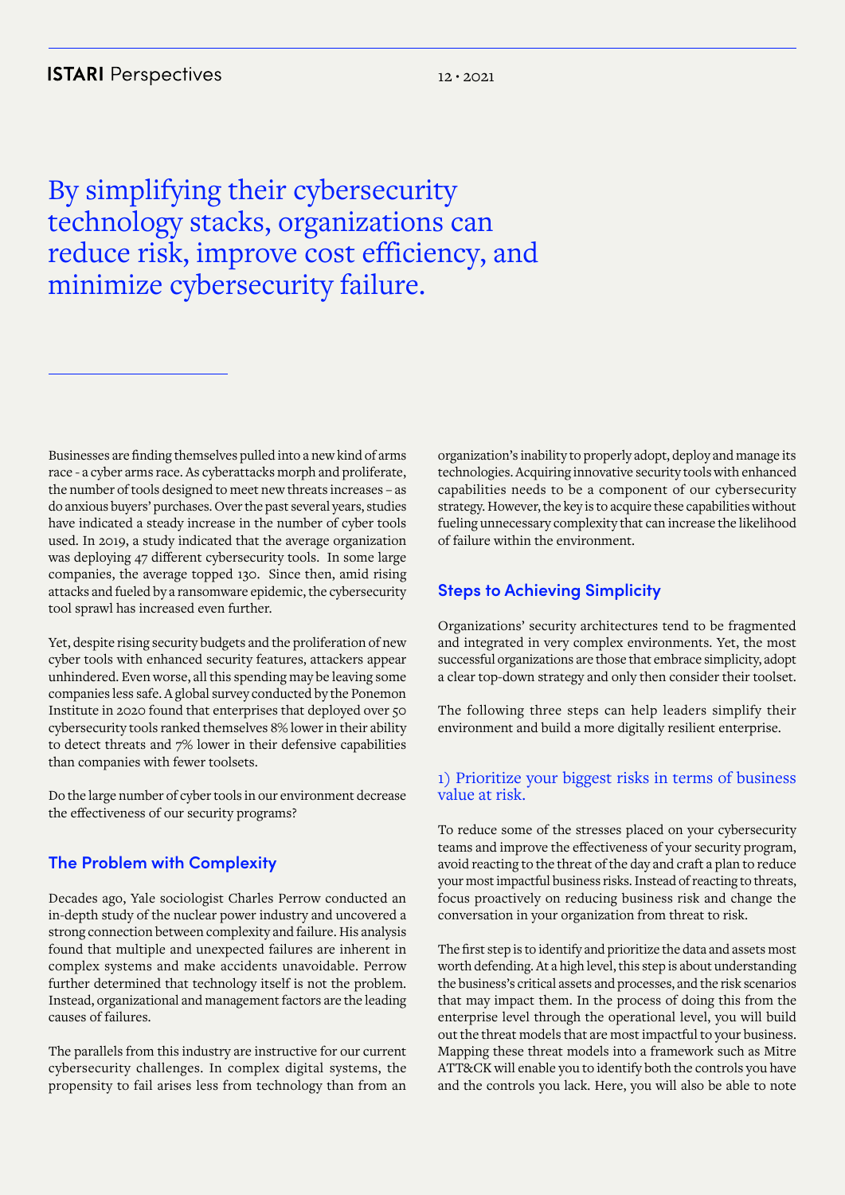# By simplifying their cybersecurity technology stacks, organizations can reduce risk, improve cost efficiency, and minimize cybersecurity failure.

Businesses are finding themselves pulled into a new kind of arms race - a cyber arms race. As cyberattacks morph and proliferate, the number of tools designed to meet new threats increases – as do anxious buyers' purchases. Over the past several years, studies have indicated a steady increase in the number of cyber tools used. In 2019, a study indicated that the average organization was deploying 47 different cybersecurity tools. In some large companies, the average topped 130. Since then, amid rising attacks and fueled by a ransomware epidemic, the cybersecurity tool sprawl has increased even further.

Yet, despite rising security budgets and the proliferation of new cyber tools with enhanced security features, attackers appear unhindered. Even worse, all this spending may be leaving some companies less safe. A global survey conducted by the Ponemon Institute in 2020 found that enterprises that deployed over 50 cybersecurity tools ranked themselves 8% lower in their ability to detect threats and 7% lower in their defensive capabilities than companies with fewer toolsets.

Do the large number of cyber tools in our environment decrease the effectiveness of our security programs?

## The Problem with Complexity

Decades ago, Yale sociologist Charles Perrow conducted an in-depth study of the nuclear power industry and uncovered a strong connection between complexity and failure. His analysis found that multiple and unexpected failures are inherent in complex systems and make accidents unavoidable. Perrow further determined that technology itself is not the problem. Instead, organizational and management factors are the leading causes of failures.

The parallels from this industry are instructive for our current cybersecurity challenges. In complex digital systems, the propensity to fail arises less from technology than from an organization's inability to properly adopt, deploy and manage its technologies. Acquiring innovative security tools with enhanced capabilities needs to be a component of our cybersecurity strategy. However, the key is to acquire these capabilities without fueling unnecessary complexity that can increase the likelihood of failure within the environment.

## Steps to Achieving Simplicity

Organizations' security architectures tend to be fragmented and integrated in very complex environments. Yet, the most successful organizations are those that embrace simplicity, adopt a clear top-down strategy and only then consider their toolset.

The following three steps can help leaders simplify their environment and build a more digitally resilient enterprise.

### 1) Prioritize your biggest risks in terms of business value at risk.

To reduce some of the stresses placed on your cybersecurity teams and improve the effectiveness of your security program, avoid reacting to the threat of the day and craft a plan to reduce your most impactful business risks. Instead of reacting to threats, focus proactively on reducing business risk and change the conversation in your organization from threat to risk.

The first step is to identify and prioritize the data and assets most worth defending. At a high level, this step is about understanding the business's critical assets and processes, and the risk scenarios that may impact them. In the process of doing this from the enterprise level through the operational level, you will build out the threat models that are most impactful to your business. Mapping these threat models into a framework such as Mitre ATT&CK will enable you to identify both the controls you have and the controls you lack. Here, you will also be able to note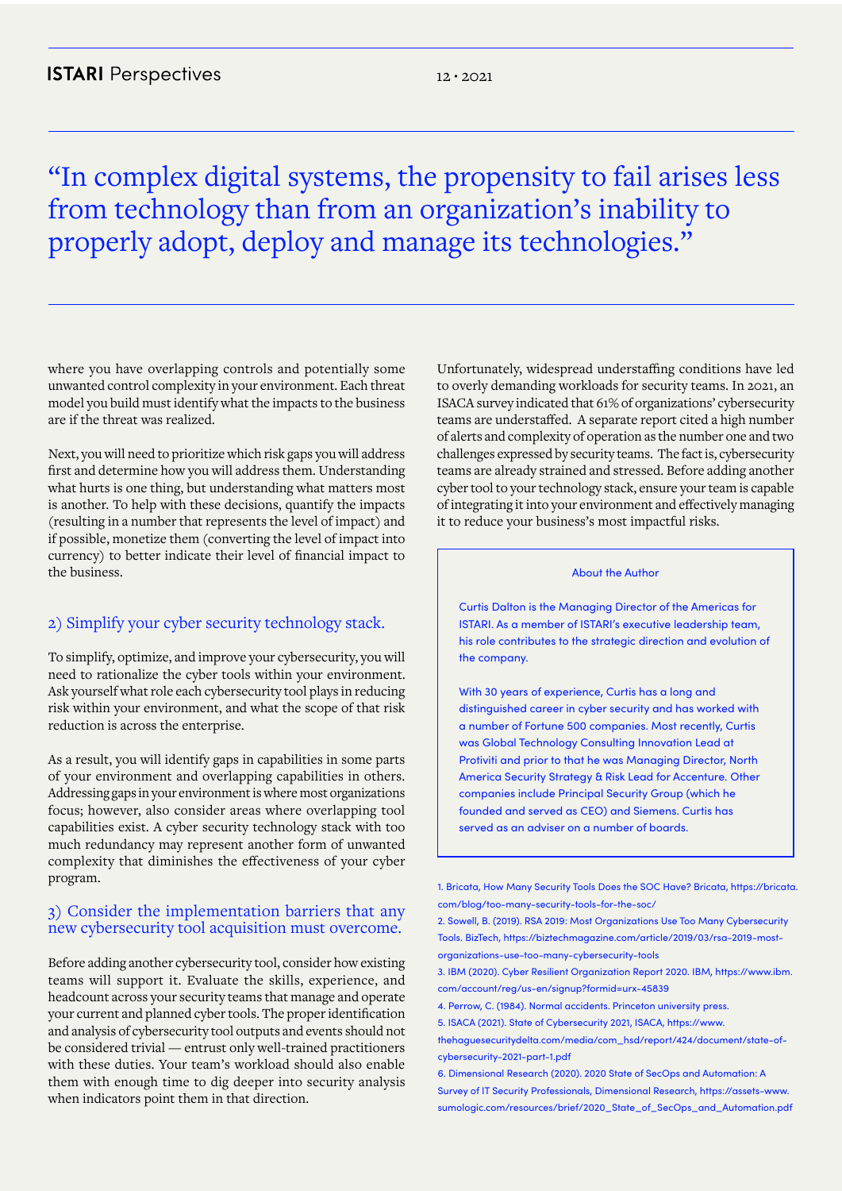> "In complex digital systems, the propensity to fail arises less from technology than from an organization's inability to properly adopt, deploy and manage its technologies."

where you have overlapping controls and potentially some unwanted control complexity in your environment. Each threat model you build must identify what the impacts to the business are if the threat was realized.

Next, you will need to prioritize which risk gaps you will address first and determine how you will address them. Understanding what hurts is one thing, but understanding what matters most is another. To help with these decisions, quantify the impacts (resulting in a number that represents the level of impact) and if possible, monetize them (converting the level of impact into currency) to better indicate their level of financial impact to the business.

## 2) Simplify your cyber security technology stack.

To simplify, optimize, and improve your cybersecurity, you will need to rationalize the cyber tools within your environment. Ask yourself what role each cybersecurity tool plays in reducing risk within your environment, and what the scope of that risk reduction is across the enterprise.

As a result, you will identify gaps in capabilities in some parts of your environment and overlapping capabilities in others. Addressing gaps in your environment is where most organizations focus; however, also consider areas where overlapping tool capabilities exist. A cyber security technology stack with too much redundancy may represent another form of unwanted complexity that diminishes the effectiveness of your cyber program.

## 3) Consider the implementation barriers that any new cybersecurity tool acquisition must overcome.

Before adding another cybersecurity tool, consider how existing teams will support it. Evaluate the skills, experience, and headcount across your security teams that manage and operate your current and planned cyber tools. The proper identification and analysis of cybersecurity tool outputs and events should not be considered trivial — entrust only well-trained practitioners with these duties. Your team's workload should also enable them with enough time to dig deeper into security analysis when indicators point them in that direction.

Unfortunately, widespread understaffing conditions have led to overly demanding workloads for security teams. In 2021, an ISACA survey indicated that 61% of organizations' cybersecurity teams are understaffed. A separate report cited a high number of alerts and complexity of operation as the number one and two challenges expressed by security teams. The fact is, cybersecurity teams are already strained and stressed. Before adding another cyber tool to your technology stack, ensure your team is capable of integrating it into your environment and effectively managing it to reduce your business's most impactful risks.

### About the Author

Curtis Dalton is the Managing Director of the Americas for ISTARI. As a member of ISTARI's executive leadership team, his role contributes to the strategic direction and evolution of the company.

With 30 years of experience, Curtis has a long and distinguished career in cyber security and has worked with a number of Fortune 500 companies. Most recently, Curtis was Global Technology Consulting Innovation Lead at Protiviti and prior to that he was Managing Director, North America Security Strategy & Risk Lead for Accenture. Other companies include Principal Security Group (which he founded and served as CEO) and Siemens. Curtis has served as an adviser on a number of boards.

1. Bricata, How Many Security Tools Does the SOC Have? Bricata, https://bricata.com/blog/too-many-security-tools-for-the-soc/
2. Sowell, B. (2019). RSA 2019: Most Organizations Use Too Many Cybersecurity Tools. BizTech, https://biztechmagazine.com/article/2019/03/rsa-2019-most-organizations-use-too-many-cybersecurity-tools
3. IBM (2020). Cyber Resilient Organization Report 2020. IBM, https://www.ibm.com/account/reg/us-en/signup?formid=urx-45839
4. Perrow, C. (1984). Normal accidents. Princeton university press.
5. ISACA (2021). State of Cybersecurity 2021, ISACA, https://www.thehaguesecuritydelta.com/media/com_hsd/report/424/document/state-of-cybersecurity-2021-part-1.pdf
6. Dimensional Research (2020). 2020 State of SecOps and Automation: A Survey of IT Security Professionals, Dimensional Research, https://assets-www.sumologic.com/resources/brief/2020_State_of_SecOps_and_Automation.pdf